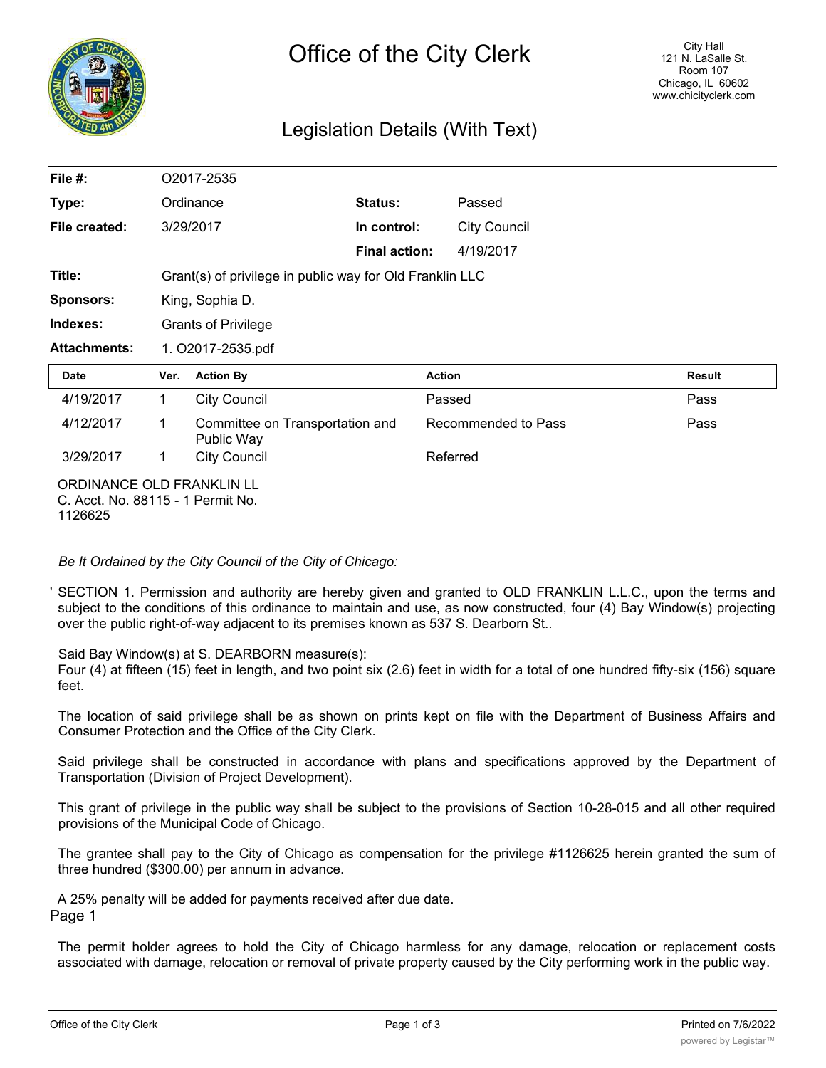# Office of the City Clerk

City Hall
121 N. LaSalle St.
Room 107
Chicago, IL 60602
www.chicityclerk.com

## Legislation Details (With Text)

| | | | |
|---|---|---|---|
| **File #:** | O2017-2535 | | |
| **Type:** | Ordinance | **Status:** | Passed |
| **File created:** | 3/29/2017 | **In control:** | City Council |
| | | **Final action:** | 4/19/2017 |
| **Title:** | Grant(s) of privilege in public way for Old Franklin LLC | | |
| **Sponsors:** | King, Sophia D. | | |
| **Indexes:** | Grants of Privilege | | |
| **Attachments:** | 1. O2017-2535.pdf | | |

| Date | Ver. | Action By | Action | Result |
|---|---|---|---|---|
| 4/19/2017 | 1 | City Council | Passed | Pass |
| 4/12/2017 | 1 | Committee on Transportation and Public Way | Recommended to Pass | Pass |
| 3/29/2017 | 1 | City Council | Referred | |

ORDINANCE OLD FRANKLIN LL
C. Acct. No. 88115 - 1 Permit No.
1126625

*Be It Ordained by the City Council of the City of Chicago:*

' SECTION 1. Permission and authority are hereby given and granted to OLD FRANKLIN L.L.C., upon the terms and subject to the conditions of this ordinance to maintain and use, as now constructed, four (4) Bay Window(s) projecting over the public right-of-way adjacent to its premises known as 537 S. Dearborn St..

Said Bay Window(s) at S. DEARBORN measure(s):
Four (4) at fifteen (15) feet in length, and two point six (2.6) feet in width for a total of one hundred fifty-six (156) square feet.

The location of said privilege shall be as shown on prints kept on file with the Department of Business Affairs and Consumer Protection and the Office of the City Clerk.

Said privilege shall be constructed in accordance with plans and specifications approved by the Department of Transportation (Division of Project Development).

This grant of privilege in the public way shall be subject to the provisions of Section 10-28-015 and all other required provisions of the Municipal Code of Chicago.

The grantee shall pay to the City of Chicago as compensation for the privilege #1126625 herein granted the sum of three hundred ($300.00) per annum in advance.

A 25% penalty will be added for payments received after due date.
Page 1

The permit holder agrees to hold the City of Chicago harmless for any damage, relocation or replacement costs associated with damage, relocation or removal of private property caused by the City performing work in the public way.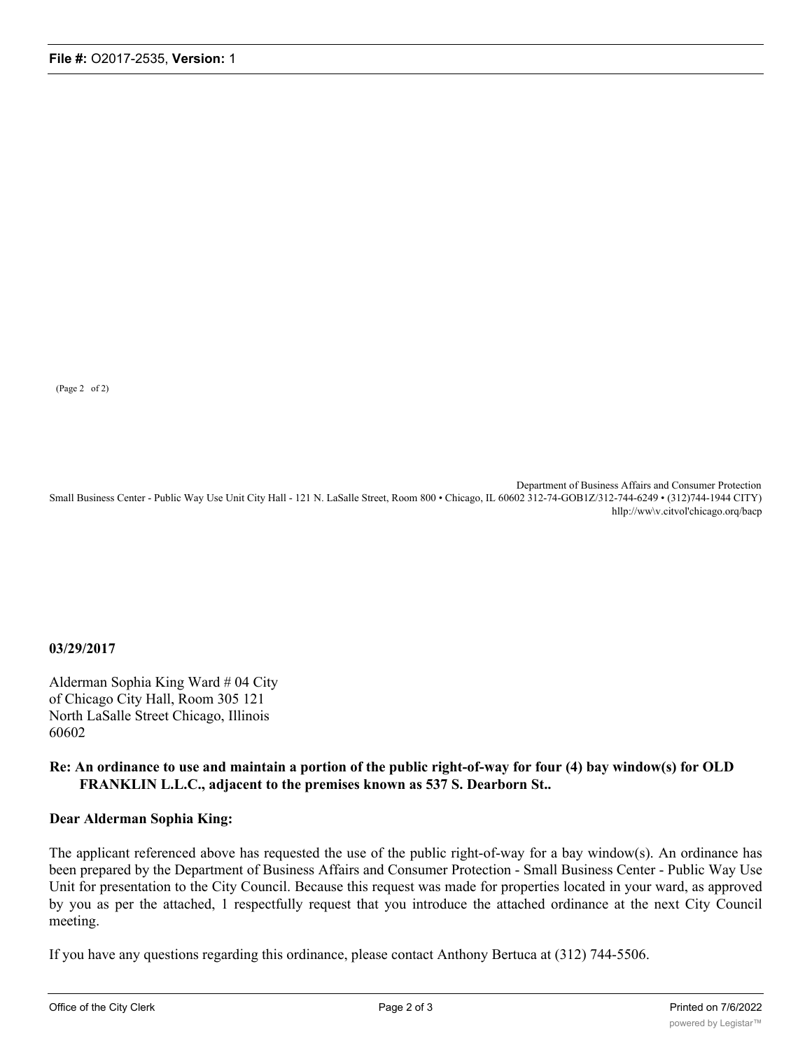(Page 2 of 2)

Department of Business Affairs and Consumer Protection
Small Business Center - Public Way Use Unit City Hall - 121 N. LaSalle Street, Room 800 • Chicago, IL 60602 312-74-GOB1Z/312-744-6249 • (312)744-1944 CITY)
hllp://ww\v.citvol'chicago.orq/bacp

**03/29/2017**

Alderman Sophia King Ward # 04 City of Chicago City Hall, Room 305 121 North LaSalle Street Chicago, Illinois 60602

**Re: An ordinance to use and maintain a portion of the public right-of-way for four (4) bay window(s) for OLD FRANKLIN L.L.C., adjacent to the premises known as 537 S. Dearborn St..**

**Dear Alderman Sophia King:**

The applicant referenced above has requested the use of the public right-of-way for a bay window(s). An ordinance has been prepared by the Department of Business Affairs and Consumer Protection - Small Business Center - Public Way Use Unit for presentation to the City Council. Because this request was made for properties located in your ward, as approved by you as per the attached, 1 respectfully request that you introduce the attached ordinance at the next City Council meeting.

If you have any questions regarding this ordinance, please contact Anthony Bertuca at (312) 744-5506.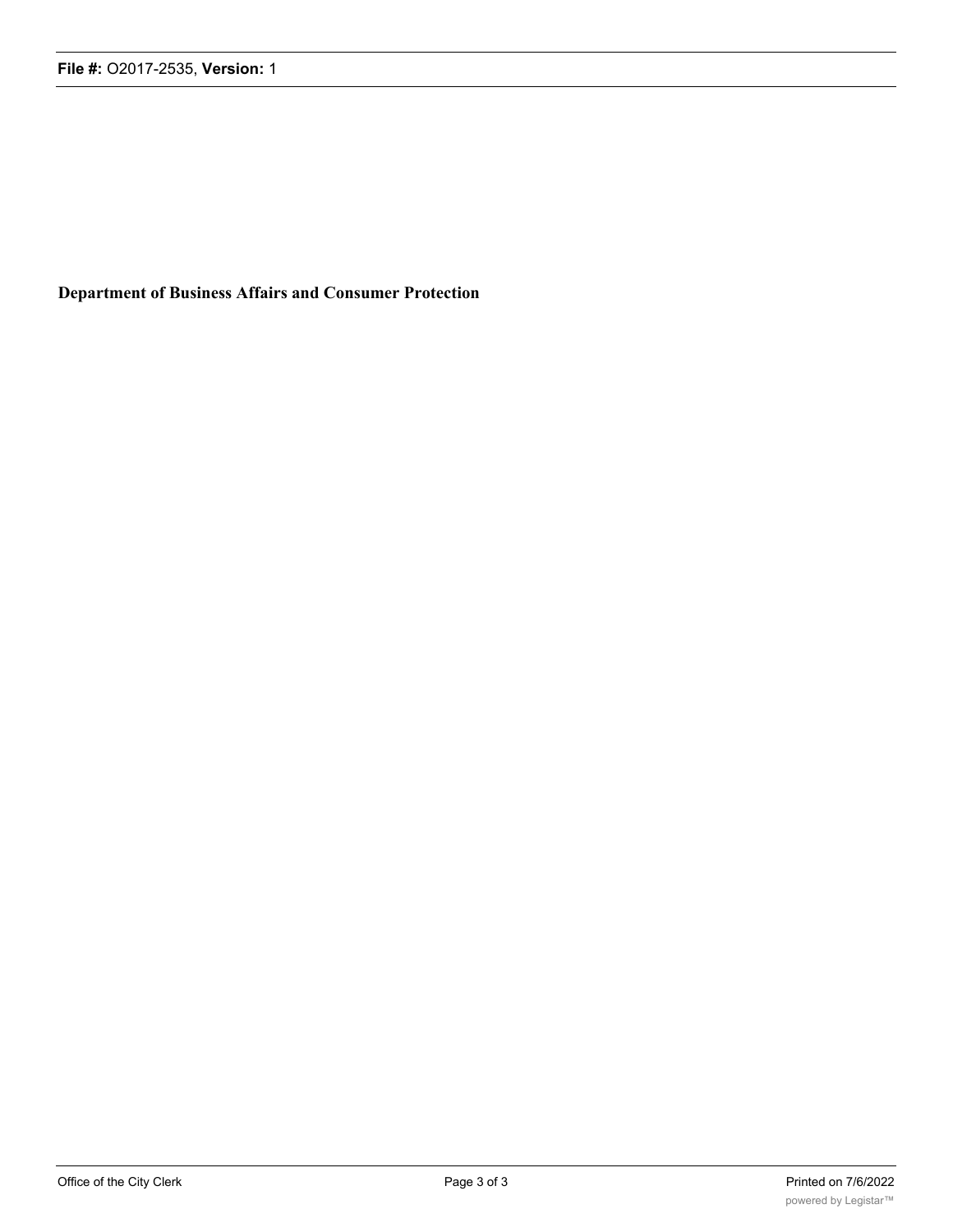**Department of Business Affairs and Consumer Protection**